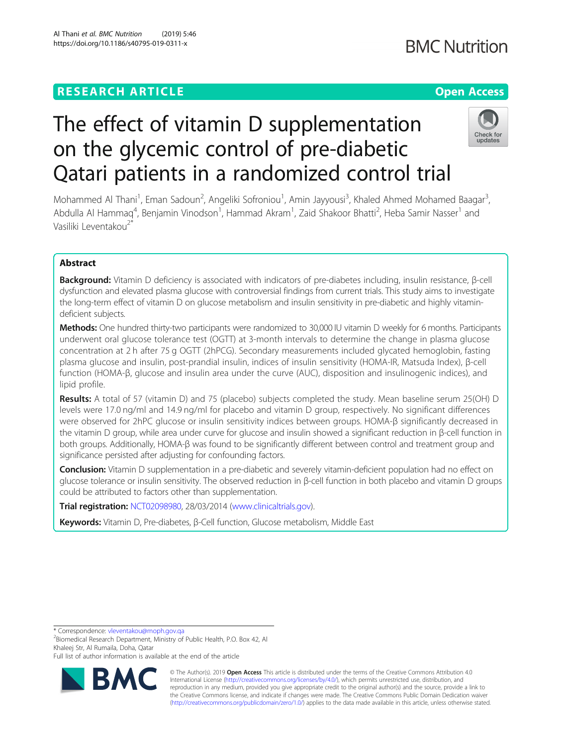RESEARCH ARTICLE

Open Access

# The effect of vitamin D supplementation on the glycemic control of pre-diabetic Qatari patients in a randomized control trial

Mohammed Al Thani[1], Eman Sadoun[2], Angeliki Sofroniou[1], Amin Jayyousi[3], Khaled Ahmed Mohamed Baagar[3], Abdulla Al Hammaq[4], Benjamin Vinodson[1], Hammad Akram[1], Zaid Shakoor Bhatti[2], Heba Samir Nasser[1] and Vasiliki Leventakou[2*]

## Abstract

**Background:** Vitamin D deficiency is associated with indicators of pre-diabetes including, insulin resistance, β-cell dysfunction and elevated plasma glucose with controversial findings from current trials. This study aims to investigate the long-term effect of vitamin D on glucose metabolism and insulin sensitivity in pre-diabetic and highly vitamin-deficient subjects.

**Methods:** One hundred thirty-two participants were randomized to 30,000 IU vitamin D weekly for 6 months. Participants underwent oral glucose tolerance test (OGTT) at 3-month intervals to determine the change in plasma glucose concentration at 2 h after 75 g OGTT (2hPCG). Secondary measurements included glycated hemoglobin, fasting plasma glucose and insulin, post-prandial insulin, indices of insulin sensitivity (HOMA-IR, Matsuda Index), β-cell function (HOMA-β, glucose and insulin area under the curve (AUC), disposition and insulinogenic indices), and lipid profile.

**Results:** A total of 57 (vitamin D) and 75 (placebo) subjects completed the study. Mean baseline serum 25(OH) D levels were 17.0 ng/ml and 14.9 ng/ml for placebo and vitamin D group, respectively. No significant differences were observed for 2hPC glucose or insulin sensitivity indices between groups. HOMA-β significantly decreased in the vitamin D group, while area under curve for glucose and insulin showed a significant reduction in β-cell function in both groups. Additionally, HOMA-β was found to be significantly different between control and treatment group and significance persisted after adjusting for confounding factors.

**Conclusion:** Vitamin D supplementation in a pre-diabetic and severely vitamin-deficient population had no effect on glucose tolerance or insulin sensitivity. The observed reduction in β-cell function in both placebo and vitamin D groups could be attributed to factors other than supplementation.

**Trial registration:** NCT02098980, 28/03/2014 (www.clinicaltrials.gov).

**Keywords:** Vitamin D, Pre-diabetes, β-Cell function, Glucose metabolism, Middle East

\* Correspondence: vleventakou@moph.gov.qa
[2]Biomedical Research Department, Ministry of Public Health, P.O. Box 42, Al Khaleej Str, Al Rumaila, Doha, Qatar
Full list of author information is available at the end of the article

© The Author(s). 2019 **Open Access** This article is distributed under the terms of the Creative Commons Attribution 4.0 International License (http://creativecommons.org/licenses/by/4.0/), which permits unrestricted use, distribution, and reproduction in any medium, provided you give appropriate credit to the original author(s) and the source, provide a link to the Creative Commons license, and indicate if changes were made. The Creative Commons Public Domain Dedication waiver (http://creativecommons.org/publicdomain/zero/1.0/) applies to the data made available in this article, unless otherwise stated.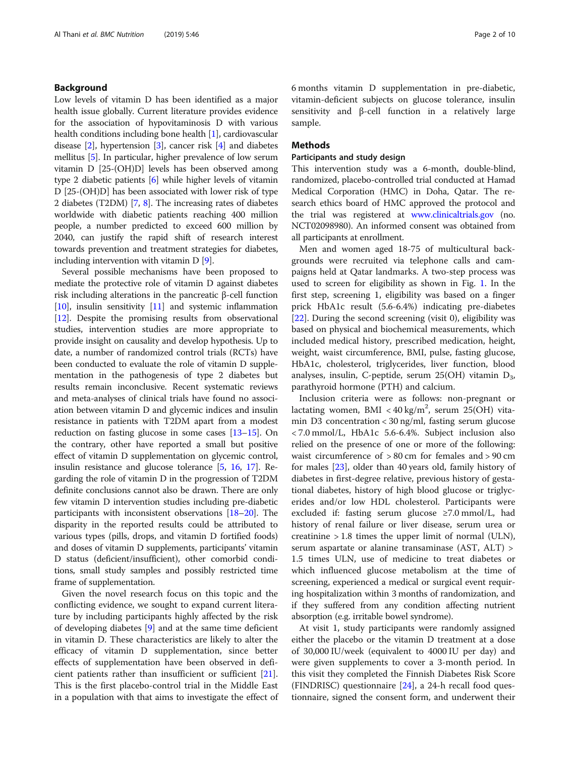## Background

Low levels of vitamin D has been identified as a major health issue globally. Current literature provides evidence for the association of hypovitaminosis D with various health conditions including bone health [1], cardiovascular disease [2], hypertension [3], cancer risk [4] and diabetes mellitus [5]. In particular, higher prevalence of low serum vitamin D [25-(OH)D] levels has been observed among type 2 diabetic patients [6] while higher levels of vitamin D [25-(OH)D] has been associated with lower risk of type 2 diabetes (T2DM) [7, 8]. The increasing rates of diabetes worldwide with diabetic patients reaching 400 million people, a number predicted to exceed 600 million by 2040, can justify the rapid shift of research interest towards prevention and treatment strategies for diabetes, including intervention with vitamin D [9].

Several possible mechanisms have been proposed to mediate the protective role of vitamin D against diabetes risk including alterations in the pancreatic β-cell function [10], insulin sensitivity [11] and systemic inflammation [12]. Despite the promising results from observational studies, intervention studies are more appropriate to provide insight on causality and develop hypothesis. Up to date, a number of randomized control trials (RCTs) have been conducted to evaluate the role of vitamin D supplementation in the pathogenesis of type 2 diabetes but results remain inconclusive. Recent systematic reviews and meta-analyses of clinical trials have found no association between vitamin D and glycemic indices and insulin resistance in patients with T2DM apart from a modest reduction on fasting glucose in some cases [13–15]. On the contrary, other have reported a small but positive effect of vitamin D supplementation on glycemic control, insulin resistance and glucose tolerance [5, 16, 17]. Regarding the role of vitamin D in the progression of T2DM definite conclusions cannot also be drawn. There are only few vitamin D intervention studies including pre-diabetic participants with inconsistent observations [18–20]. The disparity in the reported results could be attributed to various types (pills, drops, and vitamin D fortified foods) and doses of vitamin D supplements, participants' vitamin D status (deficient/insufficient), other comorbid conditions, small study samples and possibly restricted time frame of supplementation.

Given the novel research focus on this topic and the conflicting evidence, we sought to expand current literature by including participants highly affected by the risk of developing diabetes [9] and at the same time deficient in vitamin D. These characteristics are likely to alter the efficacy of vitamin D supplementation, since better effects of supplementation have been observed in deficient patients rather than insufficient or sufficient [21]. This is the first placebo-control trial in the Middle East in a population with that aims to investigate the effect of 6 months vitamin D supplementation in pre-diabetic, vitamin-deficient subjects on glucose tolerance, insulin sensitivity and β-cell function in a relatively large sample.

## Methods

### Participants and study design

This intervention study was a 6-month, double-blind, randomized, placebo-controlled trial conducted at Hamad Medical Corporation (HMC) in Doha, Qatar. The research ethics board of HMC approved the protocol and the trial was registered at www.clinicaltrials.gov (no. NCT02098980). An informed consent was obtained from all participants at enrollment.

Men and women aged 18-75 of multicultural backgrounds were recruited via telephone calls and campaigns held at Qatar landmarks. A two-step process was used to screen for eligibility as shown in Fig. 1. In the first step, screening 1, eligibility was based on a finger prick HbA1c result (5.6-6.4%) indicating pre-diabetes [22]. During the second screening (visit 0), eligibility was based on physical and biochemical measurements, which included medical history, prescribed medication, height, weight, waist circumference, BMI, pulse, fasting glucose, HbA1c, cholesterol, triglycerides, liver function, blood analyses, insulin, C-peptide, serum 25(OH) vitamin $D_3$, parathyroid hormone (PTH) and calcium.

Inclusion criteria were as follows: non-pregnant or lactating women, BMI < 40 kg/m$^2$, serum 25(OH) vitamin D3 concentration < 30 ng/ml, fasting serum glucose < 7.0 mmol/L, HbA1c 5.6-6.4%. Subject inclusion also relied on the presence of one or more of the following: waist circumference of > 80 cm for females and > 90 cm for males [23], older than 40 years old, family history of diabetes in first-degree relative, previous history of gestational diabetes, history of high blood glucose or triglycerides and/or low HDL cholesterol. Participants were excluded if: fasting serum glucose ≥7.0 mmol/L, had history of renal failure or liver disease, serum urea or creatinine > 1.8 times the upper limit of normal (ULN), serum aspartate or alanine transaminase (AST, ALT) > 1.5 times ULN, use of medicine to treat diabetes or which influenced glucose metabolism at the time of screening, experienced a medical or surgical event requiring hospitalization within 3 months of randomization, and if they suffered from any condition affecting nutrient absorption (e.g. irritable bowel syndrome).

At visit 1, study participants were randomly assigned either the placebo or the vitamin D treatment at a dose of 30,000 IU/week (equivalent to 4000 IU per day) and were given supplements to cover a 3-month period. In this visit they completed the Finnish Diabetes Risk Score (FINDRISC) questionnaire [24], a 24-h recall food questionnaire, signed the consent form, and underwent their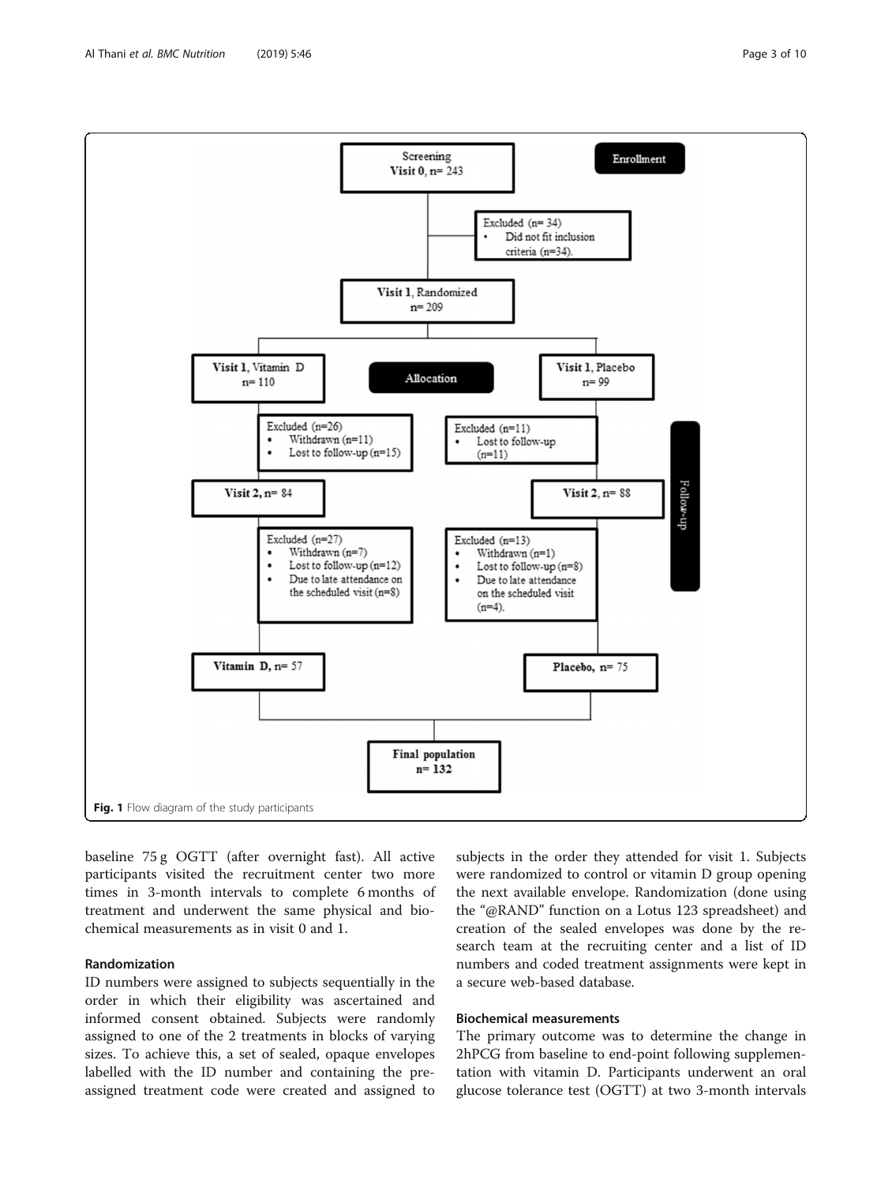Screening
Visit 0, n= 243

Excluded (n= 34)
- Did not fit inclusion criteria (n=34).

Visit 1, Randomized
n= 209

Enrollment

Visit 1, Vitamin D
n= 110

Allocation

Visit 1, Placebo
n= 99

Excluded (n=26)
- Withdrawn (n=11)
- Lost to follow-up (n=15)

Excluded (n=11)
- Lost to follow-up (n=11)

Visit 2, n= 84

Visit 2, n= 88

Follow-up

Excluded (n=27)
- Withdrawn (n=7)
- Lost to follow-up (n=12)
- Due to late attendance on the scheduled visit (n=8)

Excluded (n=13)
- Withdrawn (n=1)
- Lost to follow-up (n=8)
- Due to late attendance on the scheduled visit (n=4).

Vitamin D, n= 57

Placebo, n= 75

Final population
n= 132

**Fig. 1** Flow diagram of the study participants

baseline 75 g OGTT (after overnight fast). All active participants visited the recruitment center two more times in 3-month intervals to complete 6 months of treatment and underwent the same physical and biochemical measurements as in visit 0 and 1.

### Randomization

ID numbers were assigned to subjects sequentially in the order in which their eligibility was ascertained and informed consent obtained. Subjects were randomly assigned to one of the 2 treatments in blocks of varying sizes. To achieve this, a set of sealed, opaque envelopes labelled with the ID number and containing the pre-assigned treatment code were created and assigned to subjects in the order they attended for visit 1. Subjects were randomized to control or vitamin D group opening the next available envelope. Randomization (done using the "@RAND" function on a Lotus 123 spreadsheet) and creation of the sealed envelopes was done by the research team at the recruiting center and a list of ID numbers and coded treatment assignments were kept in a secure web-based database.

### Biochemical measurements

The primary outcome was to determine the change in 2hPCG from baseline to end-point following supplementation with vitamin D. Participants underwent an oral glucose tolerance test (OGTT) at two 3-month intervals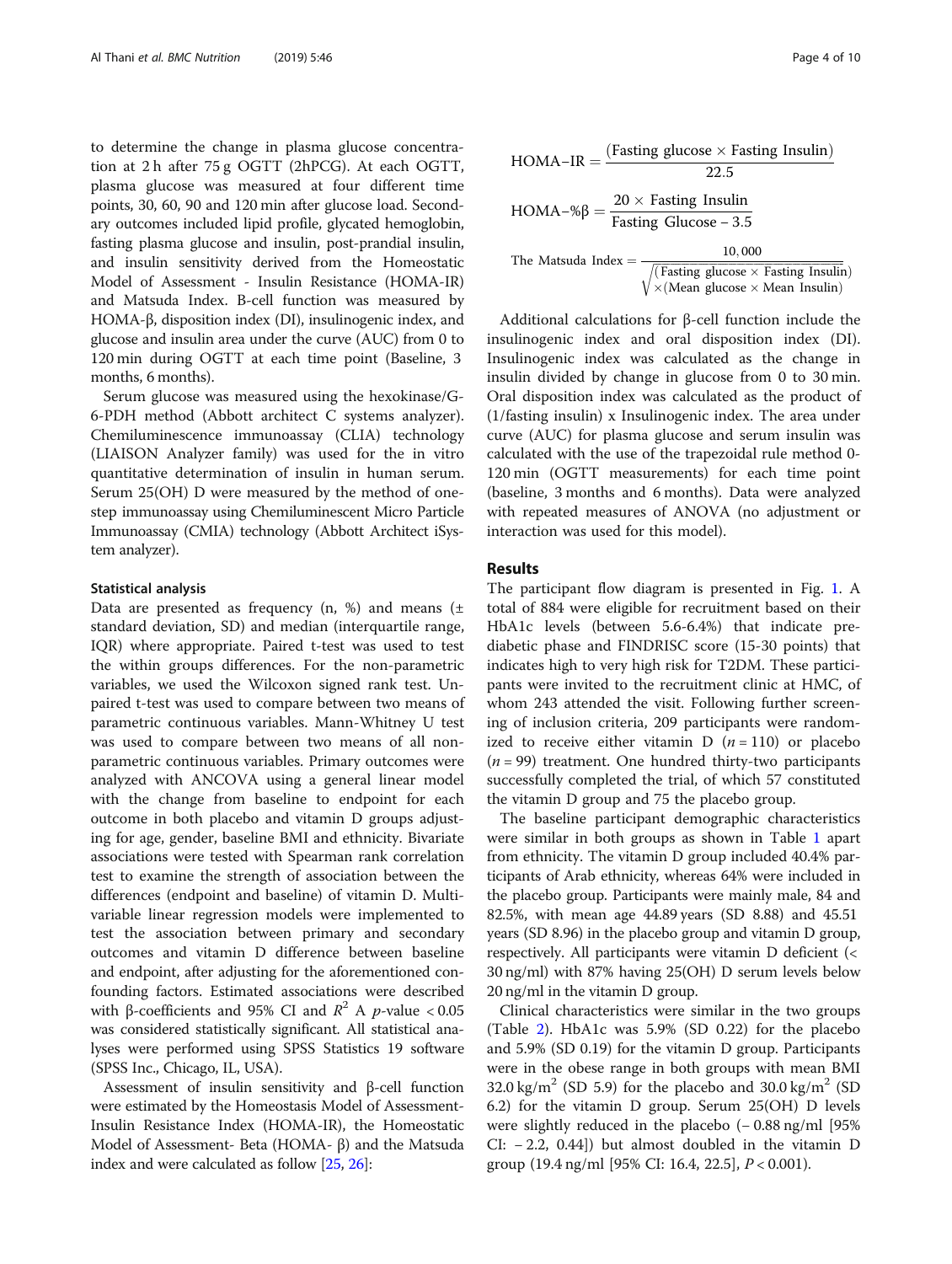to determine the change in plasma glucose concentration at 2 h after 75 g OGTT (2hPCG). At each OGTT, plasma glucose was measured at four different time points, 30, 60, 90 and 120 min after glucose load. Secondary outcomes included lipid profile, glycated hemoglobin, fasting plasma glucose and insulin, post-prandial insulin, and insulin sensitivity derived from the Homeostatic Model of Assessment - Insulin Resistance (HOMA-IR) and Matsuda Index. Β-cell function was measured by HOMA-β, disposition index (DI), insulinogenic index, and glucose and insulin area under the curve (AUC) from 0 to 120 min during OGTT at each time point (Baseline, 3 months, 6 months).

Serum glucose was measured using the hexokinase/G-6-PDH method (Abbott architect C systems analyzer). Chemiluminescence immunoassay (CLIA) technology (LIAISON Analyzer family) was used for the in vitro quantitative determination of insulin in human serum. Serum 25(OH) D were measured by the method of one-step immunoassay using Chemiluminescent Micro Particle Immunoassay (CMIA) technology (Abbott Architect iSystem analyzer).

### Statistical analysis

Data are presented as frequency (n, %) and means (± standard deviation, SD) and median (interquartile range, IQR) where appropriate. Paired t-test was used to test the within groups differences. For the non-parametric variables, we used the Wilcoxon signed rank test. Unpaired t-test was used to compare between two means of parametric continuous variables. Mann-Whitney U test was used to compare between two means of all non-parametric continuous variables. Primary outcomes were analyzed with ANCOVA using a general linear model with the change from baseline to endpoint for each outcome in both placebo and vitamin D groups adjusting for age, gender, baseline BMI and ethnicity. Bivariate associations were tested with Spearman rank correlation test to examine the strength of association between the differences (endpoint and baseline) of vitamin D. Multivariable linear regression models were implemented to test the association between primary and secondary outcomes and vitamin D difference between baseline and endpoint, after adjusting for the aforementioned confounding factors. Estimated associations were described with β-coefficients and 95% CI and $R^2$ A $p$-value $< 0.05$ was considered statistically significant. All statistical analyses were performed using SPSS Statistics 19 software (SPSS Inc., Chicago, IL, USA).

Assessment of insulin sensitivity and β-cell function were estimated by the Homeostasis Model of Assessment-Insulin Resistance Index (HOMA-IR), the Homeostatic Model of Assessment- Beta (HOMA- β) and the Matsuda index and were calculated as follow [25, 26]:

$$\text{HOMA–IR} = \frac{(\text{Fasting glucose} \times \text{Fasting Insulin})}{22.5}$$

$$\text{HOMA–\%β} = \frac{20 \times \text{Fasting Insulin}}{\text{Fasting Glucose} - 3.5}$$

$$\text{The Matsuda Index} = \frac{10,000}{\sqrt{(\text{Fasting glucose} \times \text{Fasting Insulin}) \times (\text{Mean glucose} \times \text{Mean Insulin})}}$$

Additional calculations for β-cell function include the insulinogenic index and oral disposition index (DI). Insulinogenic index was calculated as the change in insulin divided by change in glucose from 0 to 30 min. Oral disposition index was calculated as the product of (1/fasting insulin) x Insulinogenic index. The area under curve (AUC) for plasma glucose and serum insulin was calculated with the use of the trapezoidal rule method 0-120 min (OGTT measurements) for each time point (baseline, 3 months and 6 months). Data were analyzed with repeated measures of ANOVA (no adjustment or interaction was used for this model).

## Results

The participant flow diagram is presented in Fig. 1. A total of 884 were eligible for recruitment based on their HbA1c levels (between 5.6-6.4%) that indicate pre-diabetic phase and FINDRISC score (15-30 points) that indicates high to very high risk for T2DM. These participants were invited to the recruitment clinic at HMC, of whom 243 attended the visit. Following further screening of inclusion criteria, 209 participants were randomized to receive either vitamin D ($n = 110$) or placebo ($n = 99$) treatment. One hundred thirty-two participants successfully completed the trial, of which 57 constituted the vitamin D group and 75 the placebo group.

The baseline participant demographic characteristics were similar in both groups as shown in Table 1 apart from ethnicity. The vitamin D group included 40.4% participants of Arab ethnicity, whereas 64% were included in the placebo group. Participants were mainly male, 84 and 82.5%, with mean age 44.89 years (SD 8.88) and 45.51 years (SD 8.96) in the placebo group and vitamin D group, respectively. All participants were vitamin D deficient (< 30 ng/ml) with 87% having 25(OH) D serum levels below 20 ng/ml in the vitamin D group.

Clinical characteristics were similar in the two groups (Table 2). HbA1c was 5.9% (SD 0.22) for the placebo and 5.9% (SD 0.19) for the vitamin D group. Participants were in the obese range in both groups with mean BMI 32.0 kg/m$^2$ (SD 5.9) for the placebo and 30.0 kg/m$^2$ (SD 6.2) for the vitamin D group. Serum 25(OH) D levels were slightly reduced in the placebo (− 0.88 ng/ml [95% CI: − 2.2, 0.44]) but almost doubled in the vitamin D group (19.4 ng/ml [95% CI: 16.4, 22.5], $P < 0.001$).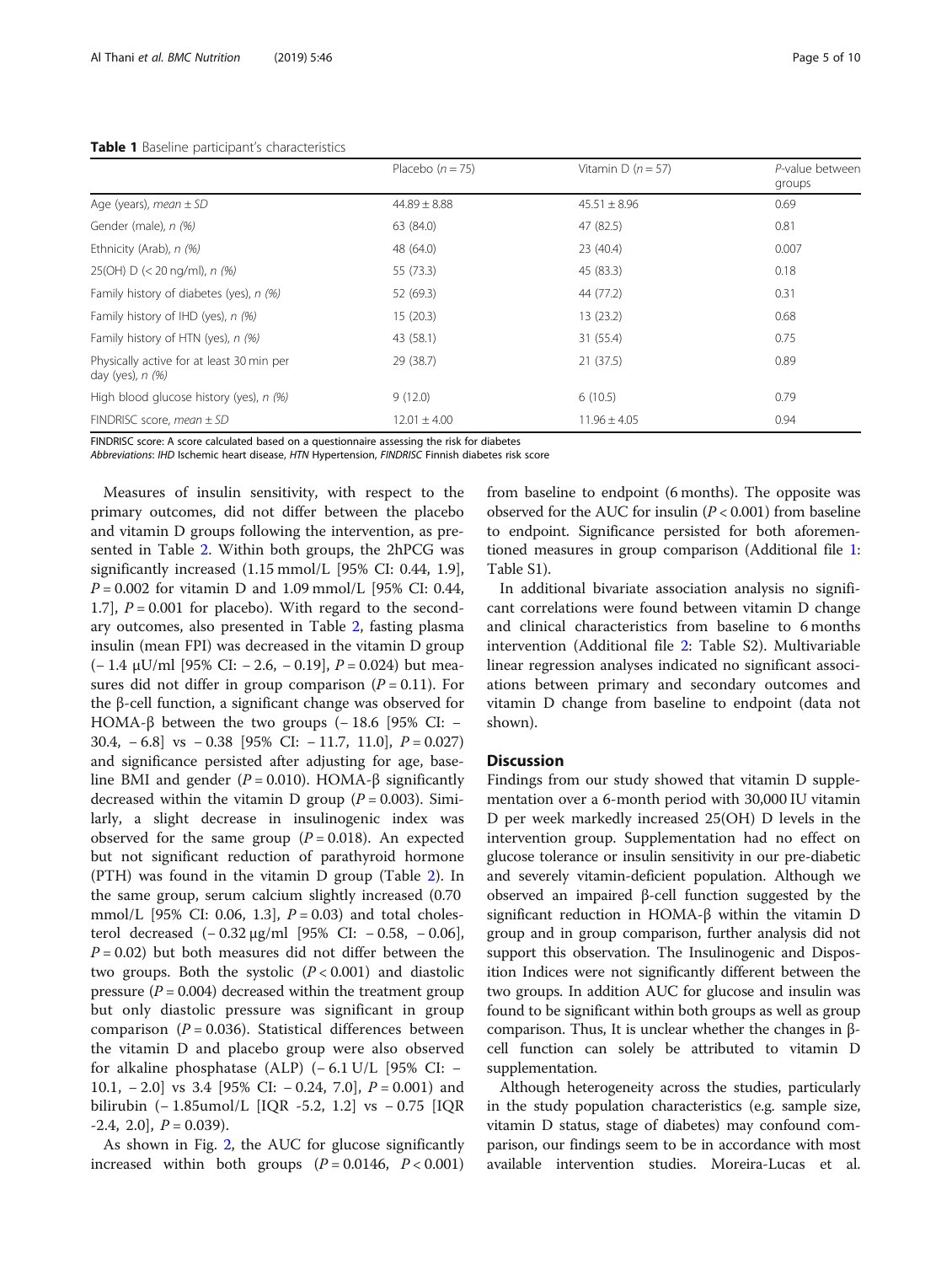**Table 1** Baseline participant's characteristics

| | Placebo (*n* = 75) | Vitamin D (*n* = 57) | *P*-value between groups |
|---|---|---|---|
| Age (years), *mean ± SD* | 44.89 ± 8.88 | 45.51 ± 8.96 | 0.69 |
| Gender (male), *n (%)* | 63 (84.0) | 47 (82.5) | 0.81 |
| Ethnicity (Arab), *n (%)* | 48 (64.0) | 23 (40.4) | 0.007 |
| 25(OH) D (< 20 ng/ml), *n (%)* | 55 (73.3) | 45 (83.3) | 0.18 |
| Family history of diabetes (yes), *n (%)* | 52 (69.3) | 44 (77.2) | 0.31 |
| Family history of IHD (yes), *n (%)* | 15 (20.3) | 13 (23.2) | 0.68 |
| Family history of HTN (yes), *n (%)* | 43 (58.1) | 31 (55.4) | 0.75 |
| Physically active for at least 30 min per day (yes), *n (%)* | 29 (38.7) | 21 (37.5) | 0.89 |
| High blood glucose history (yes), *n (%)* | 9 (12.0) | 6 (10.5) | 0.79 |
| FINDRISC score, *mean ± SD* | 12.01 ± 4.00 | 11.96 ± 4.05 | 0.94 |

FINDRISC score: A score calculated based on a questionnaire assessing the risk for diabetes
*Abbreviations*: *IHD* Ischemic heart disease, *HTN* Hypertension, *FINDRISC* Finnish diabetes risk score

Measures of insulin sensitivity, with respect to the primary outcomes, did not differ between the placebo and vitamin D groups following the intervention, as presented in Table 2. Within both groups, the 2hPCG was significantly increased (1.15 mmol/L [95% CI: 0.44, 1.9], $P = 0.002$ for vitamin D and 1.09 mmol/L [95% CI: 0.44, 1.7], $P = 0.001$ for placebo). With regard to the secondary outcomes, also presented in Table 2, fasting plasma insulin (mean FPI) was decreased in the vitamin D group (− 1.4 μU/ml [95% CI: − 2.6, − 0.19], $P = 0.024$) but measures did not differ in group comparison ($P = 0.11$). For the β-cell function, a significant change was observed for HOMA-β between the two groups (− 18.6 [95% CI: − 30.4, − 6.8] vs − 0.38 [95% CI: − 11.7, 11.0], $P = 0.027$) and significance persisted after adjusting for age, baseline BMI and gender ($P = 0.010$). HOMA-β significantly decreased within the vitamin D group ($P = 0.003$). Similarly, a slight decrease in insulinogenic index was observed for the same group ($P = 0.018$). An expected but not significant reduction of parathyroid hormone (PTH) was found in the vitamin D group (Table 2). In the same group, serum calcium slightly increased (0.70 mmol/L [95% CI: 0.06, 1.3], $P = 0.03$) and total cholesterol decreased (− 0.32 μg/ml [95% CI: − 0.58, − 0.06], $P = 0.02$) but both measures did not differ between the two groups. Both the systolic ($P < 0.001$) and diastolic pressure ($P = 0.004$) decreased within the treatment group but only diastolic pressure was significant in group comparison ($P = 0.036$). Statistical differences between the vitamin D and placebo group were also observed for alkaline phosphatase (ALP) (− 6.1 U/L [95% CI: − 10.1, − 2.0] vs 3.4 [95% CI: − 0.24, 7.0], $P = 0.001$) and bilirubin (− 1.85umol/L [IQR -5.2, 1.2] vs − 0.75 [IQR -2.4, 2.0], $P = 0.039$).

As shown in Fig. 2, the AUC for glucose significantly increased within both groups ($P = 0.0146$, $P < 0.001$) from baseline to endpoint (6 months). The opposite was observed for the AUC for insulin ($P < 0.001$) from baseline to endpoint. Significance persisted for both aforementioned measures in group comparison (Additional file 1: Table S1).

In additional bivariate association analysis no significant correlations were found between vitamin D change and clinical characteristics from baseline to 6 months intervention (Additional file 2: Table S2). Multivariable linear regression analyses indicated no significant associations between primary and secondary outcomes and vitamin D change from baseline to endpoint (data not shown).

## Discussion

Findings from our study showed that vitamin D supplementation over a 6-month period with 30,000 IU vitamin D per week markedly increased 25(OH) D levels in the intervention group. Supplementation had no effect on glucose tolerance or insulin sensitivity in our pre-diabetic and severely vitamin-deficient population. Although we observed an impaired β-cell function suggested by the significant reduction in HOMA-β within the vitamin D group and in group comparison, further analysis did not support this observation. The Insulinogenic and Disposition Indices were not significantly different between the two groups. In addition AUC for glucose and insulin was found to be significant within both groups as well as group comparison. Thus, It is unclear whether the changes in β-cell function can solely be attributed to vitamin D supplementation.

Although heterogeneity across the studies, particularly in the study population characteristics (e.g. sample size, vitamin D status, stage of diabetes) may confound comparison, our findings seem to be in accordance with most available intervention studies. Moreira-Lucas et al.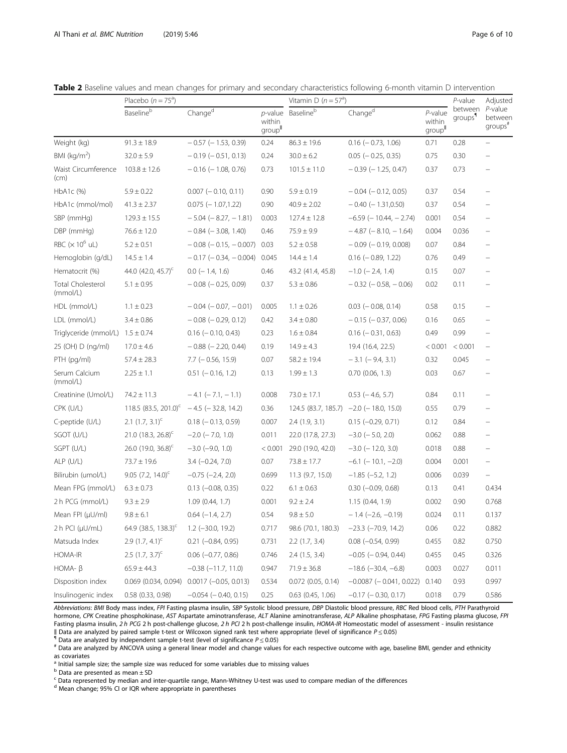**Table 2** Baseline values and mean changes for primary and secondary characteristics following 6-month vitamin D intervention

| | Placebo ($n = 75$[a]) | | | Vitamin D ($n = 57$[a]) | | | *P*-value between groups[¶] | Adjusted *P*-value between groups[#] |
|---|---|---|---|---|---|---|---|---|
| | Baseline[b] | Change[d] | *p*-value within group[‖] | Baseline[b] | Change[d] | *P*-value within group[‖] | | |
| Weight (kg) | 91.3 ± 18.9 | − 0.57 (− 1.53, 0.39) | 0.24 | 86.3 ± 19.6 | 0.16 (− 0.73, 1.06) | 0.71 | 0.28 | – |
| BMI (kg/m$^2$) | 32.0 ± 5.9 | − 0.19 (− 0.51, 0.13) | 0.24 | 30.0 ± 6.2 | 0.05 (− 0.25, 0.35) | 0.75 | 0.30 | – |
| Waist Circumference (cm) | 103.8 ± 12.6 | − 0.16 (− 1.08, 0.76) | 0.73 | 101.5 ± 11.0 | − 0.39 (− 1.25, 0.47) | 0.37 | 0.73 | – |
| HbA1c (%) | 5.9 ± 0.22 | 0.007 (− 0.10, 0.11) | 0.90 | 5.9 ± 0.19 | − 0.04 (− 0.12, 0.05) | 0.37 | 0.54 | – |
| HbA1c (mmol/mol) | 41.3 ± 2.37 | 0.075 (− 1.07,1.22) | 0.90 | 40.9 ± 2.02 | − 0.40 (− 1.31,0.50) | 0.37 | 0.54 | – |
| SBP (mmHg) | 129.3 ± 15.5 | − 5.04 (− 8.27, − 1.81) | 0.003 | 127.4 ± 12.8 | −6.59 (− 10.44, − 2.74) | 0.001 | 0.54 | – |
| DBP (mmHg) | 76.6 ± 12.0 | − 0.84 (− 3.08, 1.40) | 0.46 | 75.9 ± 9.9 | − 4.87 (− 8.10, − 1.64) | 0.004 | 0.036 | – |
| RBC (× 10$^6$ uL) | 5.2 ± 0.51 | − 0.08 (− 0.15, − 0.007) | 0.03 | 5.2 ± 0.58 | − 0.09 (− 0.19, 0.008) | 0.07 | 0.84 | – |
| Hemoglobin (g/dL) | 14.5 ± 1.4 | − 0.17 (− 0.34, − 0.004) | 0.045 | 14.4 ± 1.4 | 0.16 (− 0.89, 1.22) | 0.76 | 0.49 | – |
| Hematocrit (%) | 44.0 (42.0, 45.7)[c] | 0.0 (− 1.4, 1.6) | 0.46 | 43.2 (41.4, 45.8) | −1.0 (− 2.4, 1.4) | 0.15 | 0.07 | – |
| Total Cholesterol (mmol/L) | 5.1 ± 0.95 | − 0.08 (− 0.25, 0.09) | 0.37 | 5.3 ± 0.86 | − 0.32 (− 0.58, − 0.06) | 0.02 | 0.11 | – |
| HDL (mmol/L) | 1.1 ± 0.23 | − 0.04 (− 0.07, − 0.01) | 0.005 | 1.1 ± 0.26 | 0.03 (− 0.08, 0.14) | 0.58 | 0.15 | – |
| LDL (mmol/L) | 3.4 ± 0.86 | − 0.08 (− 0.29, 0.12) | 0.42 | 3.4 ± 0.80 | − 0.15 (− 0.37, 0.06) | 0.16 | 0.65 | – |
| Triglyceride (mmol/L) | 1.5 ± 0.74 | 0.16 (− 0.10, 0.43) | 0.23 | 1.6 ± 0.84 | 0.16 (− 0.31, 0.63) | 0.49 | 0.99 | – |
| 25 (OH) D (ng/ml) | 17.0 ± 4.6 | − 0.88 (− 2.20, 0.44) | 0.19 | 14.9 ± 4.3 | 19.4 (16.4, 22.5) | < 0.001 | < 0.001 | – |
| PTH (pg/ml) | 57.4 ± 28.3 | 7.7 (− 0.56, 15.9) | 0.07 | 58.2 ± 19.4 | − 3.1 (− 9.4, 3.1) | 0.32 | 0.045 | – |
| Serum Calcium (mmol/L) | 2.25 ± 1.1 | 0.51 (− 0.16, 1.2) | 0.13 | 1.99 ± 1.3 | 0.70 (0.06, 1.3) | 0.03 | 0.67 | – |
| Creatinine (Umol/L) | 74.2 ± 11.3 | − 4.1 (− 7.1, − 1.1) | 0.008 | 73.0 ± 17.1 | 0.53 (− 4.6, 5.7) | 0.84 | 0.11 | – |
| CPK (U/L) | 118.5 (83.5, 201.0)[c] | − 4.5 (− 32.8, 14.2) | 0.36 | 124.5 (83.7, 185.7) | −2.0 (− 18.0, 15.0) | 0.55 | 0.79 | – |
| C-peptide (U/L) | 2.1 (1.7, 3.1)[c] | 0.18 (− 0.13, 0.59) | 0.007 | 2.4 (1.9, 3.1) | 0.15 (−0.29, 0.71) | 0.12 | 0.84 | – |
| SGOT (U/L) | 21.0 (18.3, 26.8)[c] | −2.0 (− 7.0, 1.0) | 0.011 | 22.0 (17.8, 27.3) | −3.0 (− 5.0, 2.0) | 0.062 | 0.88 | – |
| SGPT (U/L) | 26.0 (19.0, 36.8)[c] | −3.0 (−9.0, 1.0) | < 0.001 | 29.0 (19.0, 42.0) | −3.0 (− 12.0, 3.0) | 0.018 | 0.88 | – |
| ALP (U/L) | 73.7 ± 19.6 | 3.4 (−0.24, 7.0) | 0.07 | 73.8 ± 17.7 | −6.1 (− 10.1, −2.0) | 0.004 | 0.001 | – |
| Bilirubin (umol/L) | 9.05 (7.2, 14.0)[c] | −0.75 (−2.4, 2.0) | 0.699 | 11.3 (9.7, 15.0) | −1.85 (−5.2, 1.2) | 0.006 | 0.039 | – |
| Mean FPG (mmol/L) | 6.3 ± 0.73 | 0.13 (−0.08, 0.35) | 0.22 | 6.1 ± 0.63 | 0.30 (−0.09, 0.68) | 0.13 | 0.41 | 0.434 |
| 2 h PCG (mmol/L) | 9.3 ± 2.9 | 1.09 (0.44, 1.7) | 0.001 | 9.2 ± 2.4 | 1.15 (0.44, 1.9) | 0.002 | 0.90 | 0.768 |
| Mean FPI (μU/ml) | 9.8 ± 6.1 | 0.64 (−1.4, 2.7) | 0.54 | 9.8 ± 5.0 | − 1.4 (−2.6, −0.19) | 0.024 | 0.11 | 0.137 |
| 2 h PCI (μU/mL) | 64.9 (38.5, 138.3)[c] | 1.2 (−30.0, 19.2) | 0.717 | 98.6 (70.1, 180.3) | −23.3 (−70.9, 14.2) | 0.06 | 0.22 | 0.882 |
| Matsuda Index | 2.9 (1.7, 4.1)[c] | 0.21 (−0.84, 0.95) | 0.731 | 2.2 (1.7, 3.4) | 0.08 (−0.54, 0.99) | 0.455 | 0.82 | 0.750 |
| HOMA-IR | 2.5 (1.7, 3.7)[c] | 0.06 (−0.77, 0.86) | 0.746 | 2.4 (1.5, 3.4) | −0.05 (− 0.94, 0.44) | 0.455 | 0.45 | 0.326 |
| HOMA- β | 65.9 ± 44.3 | −0.38 (−11.7, 11.0) | 0.947 | 71.9 ± 36.8 | −18.6 (−30.4, −6.8) | 0.003 | 0.027 | 0.011 |
| Disposition index | 0.069 (0.034, 0.094) | 0.0017 (−0.05, 0.013) | 0.534 | 0.072 (0.05, 0.14) | −0.0087 (− 0.041, 0.022) | 0.140 | 0.93 | 0.997 |
| Insulinogenic index | 0.58 (0.33, 0.98) | −0.054 (− 0.40, 0.15) | 0.25 | 0.63 (0.45, 1.06) | −0.17 (− 0.30, 0.17) | 0.018 | 0.79 | 0.586 |

*Abbreviations*: *BMI* Body mass index, *FPI* Fasting plasma insulin, *SBP* Systolic blood pressure, *DBP* Diastolic blood pressure, *RBC* Red blood cells, *PTH* Parathyroid hormone, *CPK* Creatine phosphokinase, *AST* Aspartate aminotransferase, *ALT* Alanine aminotransferase, *ALP* Alkaline phosphatase, *FPG* Fasting plasma glucose, *FPI* Fasting plasma insulin, *2 h PCG* 2 h post-challenge glucose, *2 h PCI* 2 h post-challenge insulin, *HOMA-IR* Homeostatic model of assessment - insulin resistance

‖ Data are analyzed by paired sample t-test or Wilcoxon signed rank test where appropriate (level of significance $P \leq 0.05$)

¶ Data are analyzed by independent sample t-test (level of significance $P \leq 0.05$)

[#] Data are analyzed by ANCOVA using a general linear model and change values for each respective outcome with age, baseline BMI, gender and ethnicity as covariates

[a] Initial sample size; the sample size was reduced for some variables due to missing values

[b] Data are presented as mean ± SD

[c] Data represented by median and inter-quartile range, Mann-Whitney U-test was used to compare median of the differences

[d] Mean change; 95% CI or IQR where appropriate in parentheses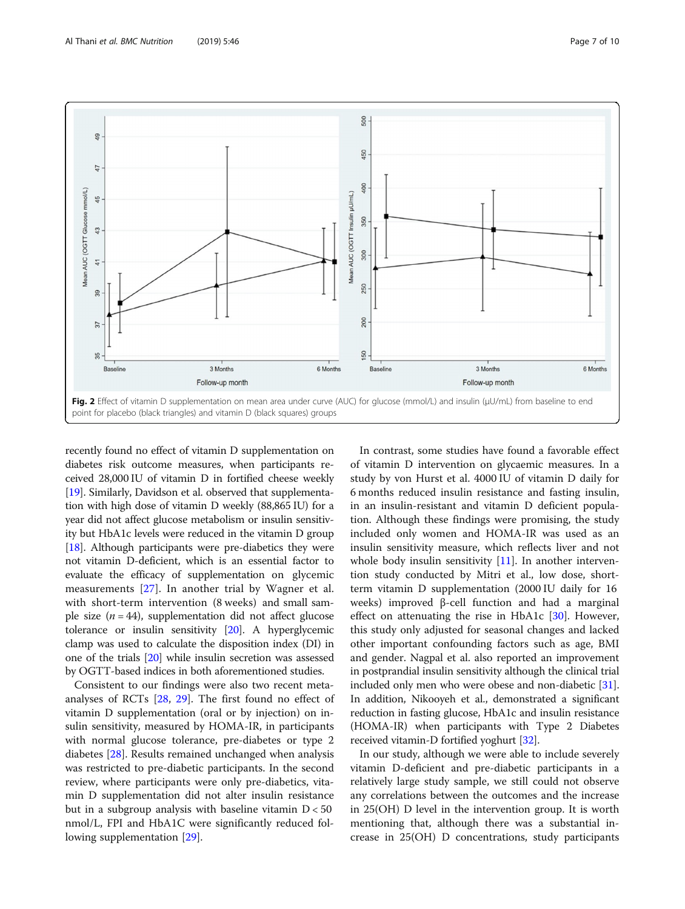Fig. 2 Effect of vitamin D supplementation on mean area under curve (AUC) for glucose (mmol/L) and insulin (μU/mL) from baseline to end point for placebo (black triangles) and vitamin D (black squares) groups

recently found no effect of vitamin D supplementation on diabetes risk outcome measures, when participants received 28,000 IU of vitamin D in fortified cheese weekly [19]. Similarly, Davidson et al. observed that supplementation with high dose of vitamin D weekly (88,865 IU) for a year did not affect glucose metabolism or insulin sensitivity but HbA1c levels were reduced in the vitamin D group [18]. Although participants were pre-diabetics they were not vitamin D-deficient, which is an essential factor to evaluate the efficacy of supplementation on glycemic measurements [27]. In another trial by Wagner et al. with short-term intervention (8 weeks) and small sample size ($n = 44$), supplementation did not affect glucose tolerance or insulin sensitivity [20]. A hyperglycemic clamp was used to calculate the disposition index (DI) in one of the trials [20] while insulin secretion was assessed by OGTT-based indices in both aforementioned studies.

Consistent to our findings were also two recent meta-analyses of RCTs [28, 29]. The first found no effect of vitamin D supplementation (oral or by injection) on insulin sensitivity, measured by HOMA-IR, in participants with normal glucose tolerance, pre-diabetes or type 2 diabetes [28]. Results remained unchanged when analysis was restricted to pre-diabetic participants. In the second review, where participants were only pre-diabetics, vitamin D supplementation did not alter insulin resistance but in a subgroup analysis with baseline vitamin D < 50 nmol/L, FPI and HbA1C were significantly reduced following supplementation [29].

In contrast, some studies have found a favorable effect of vitamin D intervention on glycaemic measures. In a study by von Hurst et al. 4000 IU of vitamin D daily for 6 months reduced insulin resistance and fasting insulin, in an insulin-resistant and vitamin D deficient population. Although these findings were promising, the study included only women and HOMA-IR was used as an insulin sensitivity measure, which reflects liver and not whole body insulin sensitivity [11]. In another intervention study conducted by Mitri et al., low dose, short-term vitamin D supplementation (2000 IU daily for 16 weeks) improved β-cell function and had a marginal effect on attenuating the rise in HbA1c [30]. However, this study only adjusted for seasonal changes and lacked other important confounding factors such as age, BMI and gender. Nagpal et al. also reported an improvement in postprandial insulin sensitivity although the clinical trial included only men who were obese and non-diabetic [31]. In addition, Nikooyeh et al., demonstrated a significant reduction in fasting glucose, HbA1c and insulin resistance (HOMA-IR) when participants with Type 2 Diabetes received vitamin-D fortified yoghurt [32].

In our study, although we were able to include severely vitamin D-deficient and pre-diabetic participants in a relatively large study sample, we still could not observe any correlations between the outcomes and the increase in 25(OH) D level in the intervention group. It is worth mentioning that, although there was a substantial increase in 25(OH) D concentrations, study participants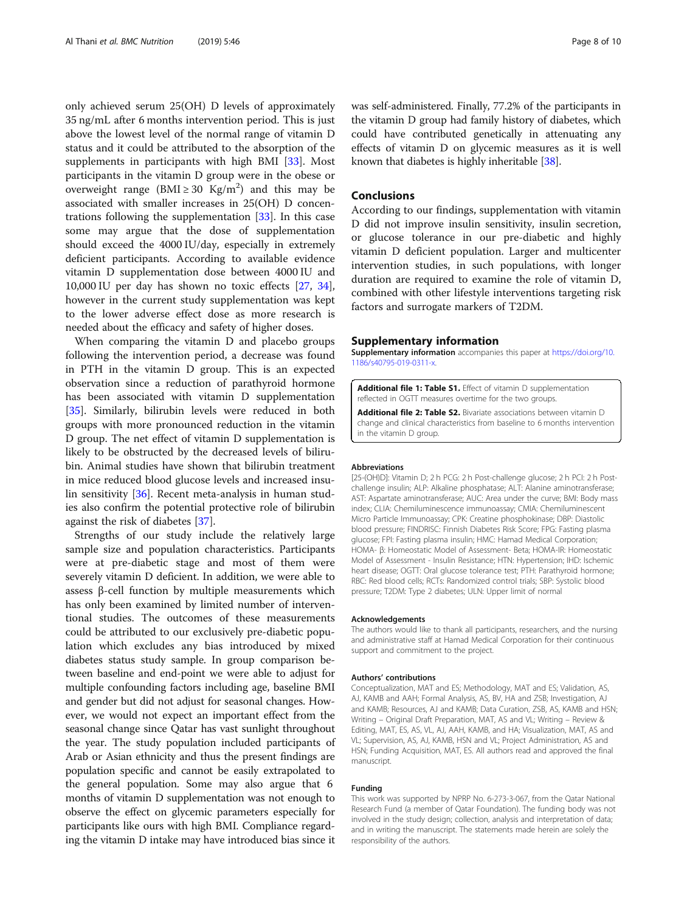only achieved serum 25(OH) D levels of approximately 35 ng/mL after 6 months intervention period. This is just above the lowest level of the normal range of vitamin D status and it could be attributed to the absorption of the supplements in participants with high BMI [33]. Most participants in the vitamin D group were in the obese or overweight range (BMI ≥ 30 $Kg/m^2$) and this may be associated with smaller increases in 25(OH) D concentrations following the supplementation [33]. In this case some may argue that the dose of supplementation should exceed the 4000 IU/day, especially in extremely deficient participants. According to available evidence vitamin D supplementation dose between 4000 IU and 10,000 IU per day has shown no toxic effects [27, 34], however in the current study supplementation was kept to the lower adverse effect dose as more research is needed about the efficacy and safety of higher doses.

When comparing the vitamin D and placebo groups following the intervention period, a decrease was found in PTH in the vitamin D group. This is an expected observation since a reduction of parathyroid hormone has been associated with vitamin D supplementation [35]. Similarly, bilirubin levels were reduced in both groups with more pronounced reduction in the vitamin D group. The net effect of vitamin D supplementation is likely to be obstructed by the decreased levels of bilirubin. Animal studies have shown that bilirubin treatment in mice reduced blood glucose levels and increased insulin sensitivity [36]. Recent meta-analysis in human studies also confirm the potential protective role of bilirubin against the risk of diabetes [37].

Strengths of our study include the relatively large sample size and population characteristics. Participants were at pre-diabetic stage and most of them were severely vitamin D deficient. In addition, we were able to assess β-cell function by multiple measurements which has only been examined by limited number of interventional studies. The outcomes of these measurements could be attributed to our exclusively pre-diabetic population which excludes any bias introduced by mixed diabetes status study sample. In group comparison between baseline and end-point we were able to adjust for multiple confounding factors including age, baseline BMI and gender but did not adjust for seasonal changes. However, we would not expect an important effect from the seasonal change since Qatar has vast sunlight throughout the year. The study population included participants of Arab or Asian ethnicity and thus the present findings are population specific and cannot be easily extrapolated to the general population. Some may also argue that 6 months of vitamin D supplementation was not enough to observe the effect on glycemic parameters especially for participants like ours with high BMI. Compliance regarding the vitamin D intake may have introduced bias since it was self-administered. Finally, 77.2% of the participants in the vitamin D group had family history of diabetes, which could have contributed genetically in attenuating any effects of vitamin D on glycemic measures as it is well known that diabetes is highly inheritable [38].

## Conclusions

According to our findings, supplementation with vitamin D did not improve insulin sensitivity, insulin secretion, or glucose tolerance in our pre-diabetic and highly vitamin D deficient population. Larger and multicenter intervention studies, in such populations, with longer duration are required to examine the role of vitamin D, combined with other lifestyle interventions targeting risk factors and surrogate markers of T2DM.

## Supplementary information

**Supplementary information** accompanies this paper at https://doi.org/10.1186/s40795-019-0311-x.

**Additional file 1: Table S1.** Effect of vitamin D supplementation reflected in OGTT measures overtime for the two groups.

**Additional file 2: Table S2.** Bivariate associations between vitamin D change and clinical characteristics from baseline to 6 months intervention in the vitamin D group.

#### Abbreviations

[25-(OH)D]: Vitamin D; 2 h PCG: 2 h Post-challenge glucose; 2 h PCI: 2 h Post-challenge insulin; ALP: Alkaline phosphatase; ALT: Alanine aminotransferase; AST: Aspartate aminotransferase; AUC: Area under the curve; BMI: Body mass index; CLIA: Chemiluminescence immunoassay; CMIA: Chemiluminescent Micro Particle Immunoassay; CPK: Creatine phosphokinase; DBP: Diastolic blood pressure; FINDRISC: Finnish Diabetes Risk Score; FPG: Fasting plasma glucose; FPI: Fasting plasma insulin; HMC: Hamad Medical Corporation; HOMA- β: Homeostatic Model of Assessment- Beta; HOMA-IR: Homeostatic Model of Assessment - Insulin Resistance; HTN: Hypertension; IHD: Ischemic heart disease; OGTT: Oral glucose tolerance test; PTH: Parathyroid hormone; RBC: Red blood cells; RCTs: Randomized control trials; SBP: Systolic blood pressure; T2DM: Type 2 diabetes; ULN: Upper limit of normal

#### Acknowledgements

The authors would like to thank all participants, researchers, and the nursing and administrative staff at Hamad Medical Corporation for their continuous support and commitment to the project.

#### Authors' contributions

Conceptualization, MAT and ES; Methodology, MAT and ES; Validation, AS, AJ, KAMB and AAH; Formal Analysis, AS, BV, HA and ZSB; Investigation, AJ and KAMB; Resources, AJ and KAMB; Data Curation, ZSB, AS, KAMB and HSN; Writing – Original Draft Preparation, MAT, AS and VL; Writing – Review & Editing, MAT, ES, AS, VL, AJ, AAH, KAMB, and HA; Visualization, MAT, AS and VL; Supervision, AS, AJ, KAMB, HSN and VL; Project Administration, AS and HSN; Funding Acquisition, MAT, ES. All authors read and approved the final manuscript.

#### Funding

This work was supported by NPRP No. 6-273-3-067, from the Qatar National Research Fund (a member of Qatar Foundation). The funding body was not involved in the study design; collection, analysis and interpretation of data; and in writing the manuscript. The statements made herein are solely the responsibility of the authors.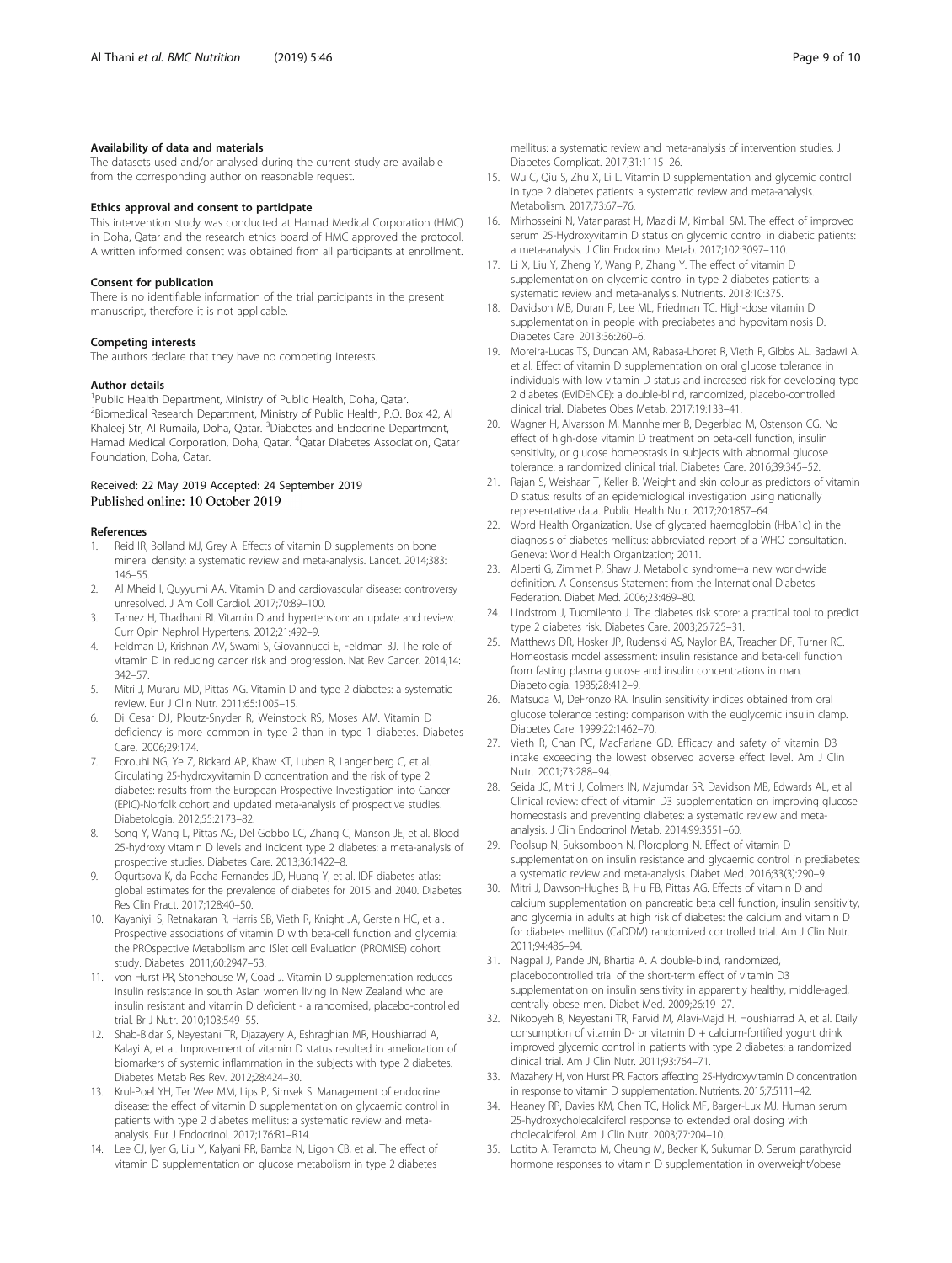#### Availability of data and materials

The datasets used and/or analysed during the current study are available from the corresponding author on reasonable request.

#### Ethics approval and consent to participate

This intervention study was conducted at Hamad Medical Corporation (HMC) in Doha, Qatar and the research ethics board of HMC approved the protocol. A written informed consent was obtained from all participants at enrollment.

#### Consent for publication

There is no identifiable information of the trial participants in the present manuscript, therefore it is not applicable.

#### Competing interests

The authors declare that they have no competing interests.

#### Author details

[1]Public Health Department, Ministry of Public Health, Doha, Qatar. [2]Biomedical Research Department, Ministry of Public Health, P.O. Box 42, Al Khaleej Str, Al Rumaila, Doha, Qatar. [3]Diabetes and Endocrine Department, Hamad Medical Corporation, Doha, Qatar. [4]Qatar Diabetes Association, Qatar Foundation, Doha, Qatar.

Received: 22 May 2019 Accepted: 24 September 2019
Published online: 10 October 2019

#### References

1. Reid IR, Bolland MJ, Grey A. Effects of vitamin D supplements on bone mineral density: a systematic review and meta-analysis. Lancet. 2014;383: 146–55.
2. Al Mheid I, Quyyumi AA. Vitamin D and cardiovascular disease: controversy unresolved. J Am Coll Cardiol. 2017;70:89–100.
3. Tamez H, Thadhani RI. Vitamin D and hypertension: an update and review. Curr Opin Nephrol Hypertens. 2012;21:492–9.
4. Feldman D, Krishnan AV, Swami S, Giovannucci E, Feldman BJ. The role of vitamin D in reducing cancer risk and progression. Nat Rev Cancer. 2014;14: 342–57.
5. Mitri J, Muraru MD, Pittas AG. Vitamin D and type 2 diabetes: a systematic review. Eur J Clin Nutr. 2011;65:1005–15.
6. Di Cesar DJ, Ploutz-Snyder R, Weinstock RS, Moses AM. Vitamin D deficiency is more common in type 2 than in type 1 diabetes. Diabetes Care. 2006;29:174.
7. Forouhi NG, Ye Z, Rickard AP, Khaw KT, Luben R, Langenberg C, et al. Circulating 25-hydroxyvitamin D concentration and the risk of type 2 diabetes: results from the European Prospective Investigation into Cancer (EPIC)-Norfolk cohort and updated meta-analysis of prospective studies. Diabetologia. 2012;55:2173–82.
8. Song Y, Wang L, Pittas AG, Del Gobbo LC, Zhang C, Manson JE, et al. Blood 25-hydroxy vitamin D levels and incident type 2 diabetes: a meta-analysis of prospective studies. Diabetes Care. 2013;36:1422–8.
9. Ogurtsova K, da Rocha Fernandes JD, Huang Y, et al. IDF diabetes atlas: global estimates for the prevalence of diabetes for 2015 and 2040. Diabetes Res Clin Pract. 2017;128:40–50.
10. Kayaniyil S, Retnakaran R, Harris SB, Vieth R, Knight JA, Gerstein HC, et al. Prospective associations of vitamin D with beta-cell function and glycemia: the PROspective Metabolism and ISlet cell Evaluation (PROMISE) cohort study. Diabetes. 2011;60:2947–53.
11. von Hurst PR, Stonehouse W, Coad J. Vitamin D supplementation reduces insulin resistance in south Asian women living in New Zealand who are insulin resistant and vitamin D deficient - a randomised, placebo-controlled trial. Br J Nutr. 2010;103:549–55.
12. Shab-Bidar S, Neyestani TR, Djazayery A, Eshraghian MR, Houshiarrad A, Kalayi A, et al. Improvement of vitamin D status resulted in amelioration of biomarkers of systemic inflammation in the subjects with type 2 diabetes. Diabetes Metab Res Rev. 2012;28:424–30.
13. Krul-Poel YH, Ter Wee MM, Lips P, Simsek S. Management of endocrine disease: the effect of vitamin D supplementation on glycaemic control in patients with type 2 diabetes mellitus: a systematic review and meta-analysis. Eur J Endocrinol. 2017;176:R1–R14.
14. Lee CJ, Iyer G, Liu Y, Kalyani RR, Bamba N, Ligon CB, et al. The effect of vitamin D supplementation on glucose metabolism in type 2 diabetes mellitus: a systematic review and meta-analysis of intervention studies. J Diabetes Complicat. 2017;31:1115–26.
15. Wu C, Qiu S, Zhu X, Li L. Vitamin D supplementation and glycemic control in type 2 diabetes patients: a systematic review and meta-analysis. Metabolism. 2017;73:67–76.
16. Mirhosseini N, Vatanparast H, Mazidi M, Kimball SM. The effect of improved serum 25-Hydroxyvitamin D status on glycemic control in diabetic patients: a meta-analysis. J Clin Endocrinol Metab. 2017;102:3097–110.
17. Li X, Liu Y, Zheng Y, Wang P, Zhang Y. The effect of vitamin D supplementation on glycemic control in type 2 diabetes patients: a systematic review and meta-analysis. Nutrients. 2018;10:375.
18. Davidson MB, Duran P, Lee ML, Friedman TC. High-dose vitamin D supplementation in people with prediabetes and hypovitaminosis D. Diabetes Care. 2013;36:260–6.
19. Moreira-Lucas TS, Duncan AM, Rabasa-Lhoret R, Vieth R, Gibbs AL, Badawi A, et al. Effect of vitamin D supplementation on oral glucose tolerance in individuals with low vitamin D status and increased risk for developing type 2 diabetes (EVIDENCE): a double-blind, randomized, placebo-controlled clinical trial. Diabetes Obes Metab. 2017;19:133–41.
20. Wagner H, Alvarsson M, Mannheimer B, Degerblad M, Ostenson CG. No effect of high-dose vitamin D treatment on beta-cell function, insulin sensitivity, or glucose homeostasis in subjects with abnormal glucose tolerance: a randomized clinical trial. Diabetes Care. 2016;39:345–52.
21. Rajan S, Weishaar T, Keller B. Weight and skin colour as predictors of vitamin D status: results of an epidemiological investigation using nationally representative data. Public Health Nutr. 2017;20:1857–64.
22. Word Health Organization. Use of glycated haemoglobin (HbA1c) in the diagnosis of diabetes mellitus: abbreviated report of a WHO consultation. Geneva: World Health Organization; 2011.
23. Alberti G, Zimmet P, Shaw J. Metabolic syndrome--a new world-wide definition. A Consensus Statement from the International Diabetes Federation. Diabet Med. 2006;23:469–80.
24. Lindstrom J, Tuomilehto J. The diabetes risk score: a practical tool to predict type 2 diabetes risk. Diabetes Care. 2003;26:725–31.
25. Matthews DR, Hosker JP, Rudenski AS, Naylor BA, Treacher DF, Turner RC. Homeostasis model assessment: insulin resistance and beta-cell function from fasting plasma glucose and insulin concentrations in man. Diabetologia. 1985;28:412–9.
26. Matsuda M, DeFronzo RA. Insulin sensitivity indices obtained from oral glucose tolerance testing: comparison with the euglycemic insulin clamp. Diabetes Care. 1999;22:1462–70.
27. Vieth R, Chan PC, MacFarlane GD. Efficacy and safety of vitamin D3 intake exceeding the lowest observed adverse effect level. Am J Clin Nutr. 2001;73:288–94.
28. Seida JC, Mitri J, Colmers IN, Majumdar SR, Davidson MB, Edwards AL, et al. Clinical review: effect of vitamin D3 supplementation on improving glucose homeostasis and preventing diabetes: a systematic review and meta-analysis. J Clin Endocrinol Metab. 2014;99:3551–60.
29. Poolsup N, Suksomboon N, Plordplong N. Effect of vitamin D supplementation on insulin resistance and glycaemic control in prediabetes: a systematic review and meta-analysis. Diabet Med. 2016;33(3):290–9.
30. Mitri J, Dawson-Hughes B, Hu FB, Pittas AG. Effects of vitamin D and calcium supplementation on pancreatic beta cell function, insulin sensitivity, and glycemia in adults at high risk of diabetes: the calcium and vitamin D for diabetes mellitus (CaDDM) randomized controlled trial. Am J Clin Nutr. 2011;94:486–94.
31. Nagpal J, Pande JN, Bhartia A. A double-blind, randomized, placebocontrolled trial of the short-term effect of vitamin D3 supplementation on insulin sensitivity in apparently healthy, middle-aged, centrally obese men. Diabet Med. 2009;26:19–27.
32. Nikooyeh B, Neyestani TR, Farvid M, Alavi-Majd H, Houshiarrad A, et al. Daily consumption of vitamin D- or vitamin D + calcium-fortified yogurt drink improved glycemic control in patients with type 2 diabetes: a randomized clinical trial. Am J Clin Nutr. 2011;93:764–71.
33. Mazahery H, von Hurst PR. Factors affecting 25-Hydroxyvitamin D concentration in response to vitamin D supplementation. Nutrients. 2015;7:5111–42.
34. Heaney RP, Davies KM, Chen TC, Holick MF, Barger-Lux MJ. Human serum 25-hydroxycholecalciferol response to extended oral dosing with cholecalciferol. Am J Clin Nutr. 2003;77:204–10.
35. Lotito A, Teramoto M, Cheung M, Becker K, Sukumar D. Serum parathyroid hormone responses to vitamin D supplementation in overweight/obese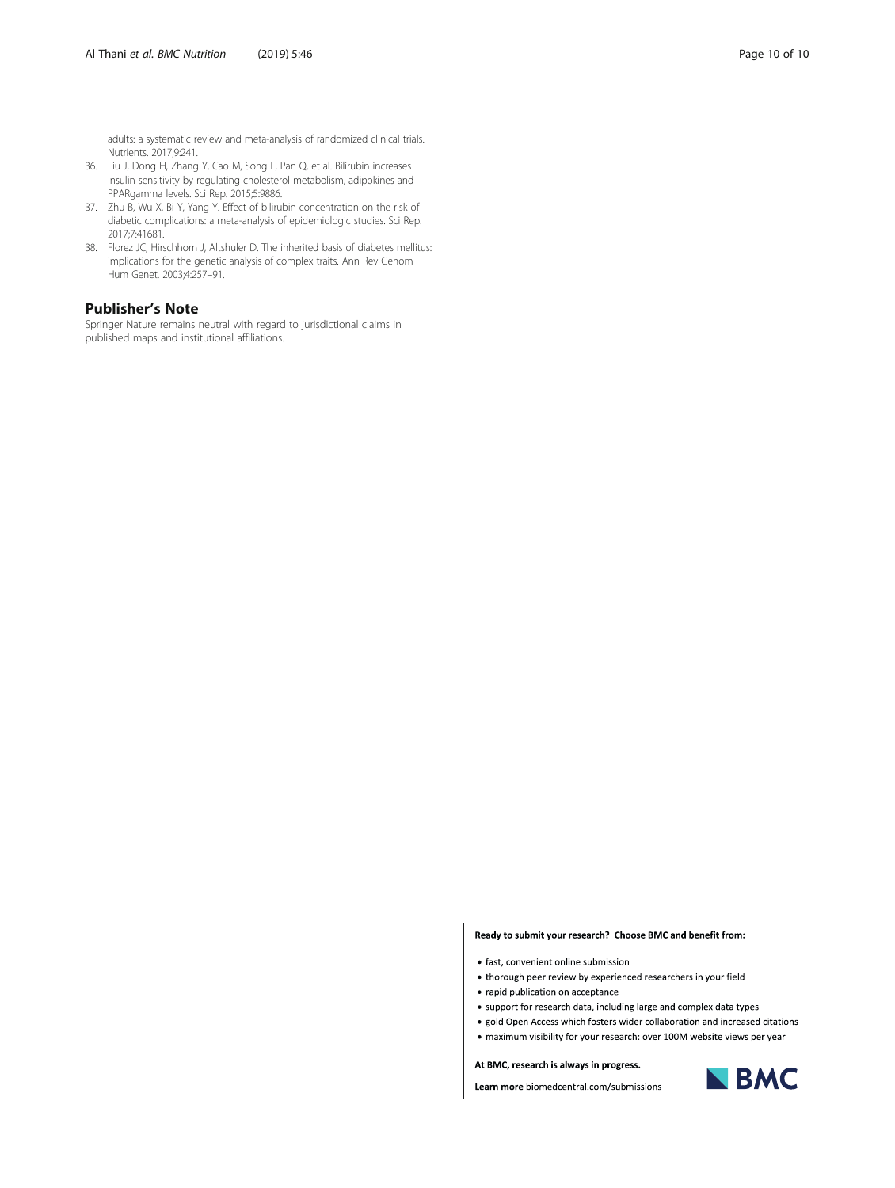adults: a systematic review and meta-analysis of randomized clinical trials. Nutrients. 2017;9:241.

36. Liu J, Dong H, Zhang Y, Cao M, Song L, Pan Q, et al. Bilirubin increases insulin sensitivity by regulating cholesterol metabolism, adipokines and PPARgamma levels. Sci Rep. 2015;5:9886.
37. Zhu B, Wu X, Bi Y, Yang Y. Effect of bilirubin concentration on the risk of diabetic complications: a meta-analysis of epidemiologic studies. Sci Rep. 2017;7:41681.
38. Florez JC, Hirschhorn J, Altshuler D. The inherited basis of diabetes mellitus: implications for the genetic analysis of complex traits. Ann Rev Genom Hum Genet. 2003;4:257–91.

## Publisher's Note

Springer Nature remains neutral with regard to jurisdictional claims in published maps and institutional affiliations.

**Ready to submit your research? Choose BMC and benefit from:**

- fast, convenient online submission
- thorough peer review by experienced researchers in your field
- rapid publication on acceptance
- support for research data, including large and complex data types
- gold Open Access which fosters wider collaboration and increased citations
- maximum visibility for your research: over 100M website views per year

**At BMC, research is always in progress.**

**Learn more** biomedcentral.com/submissions

BMC